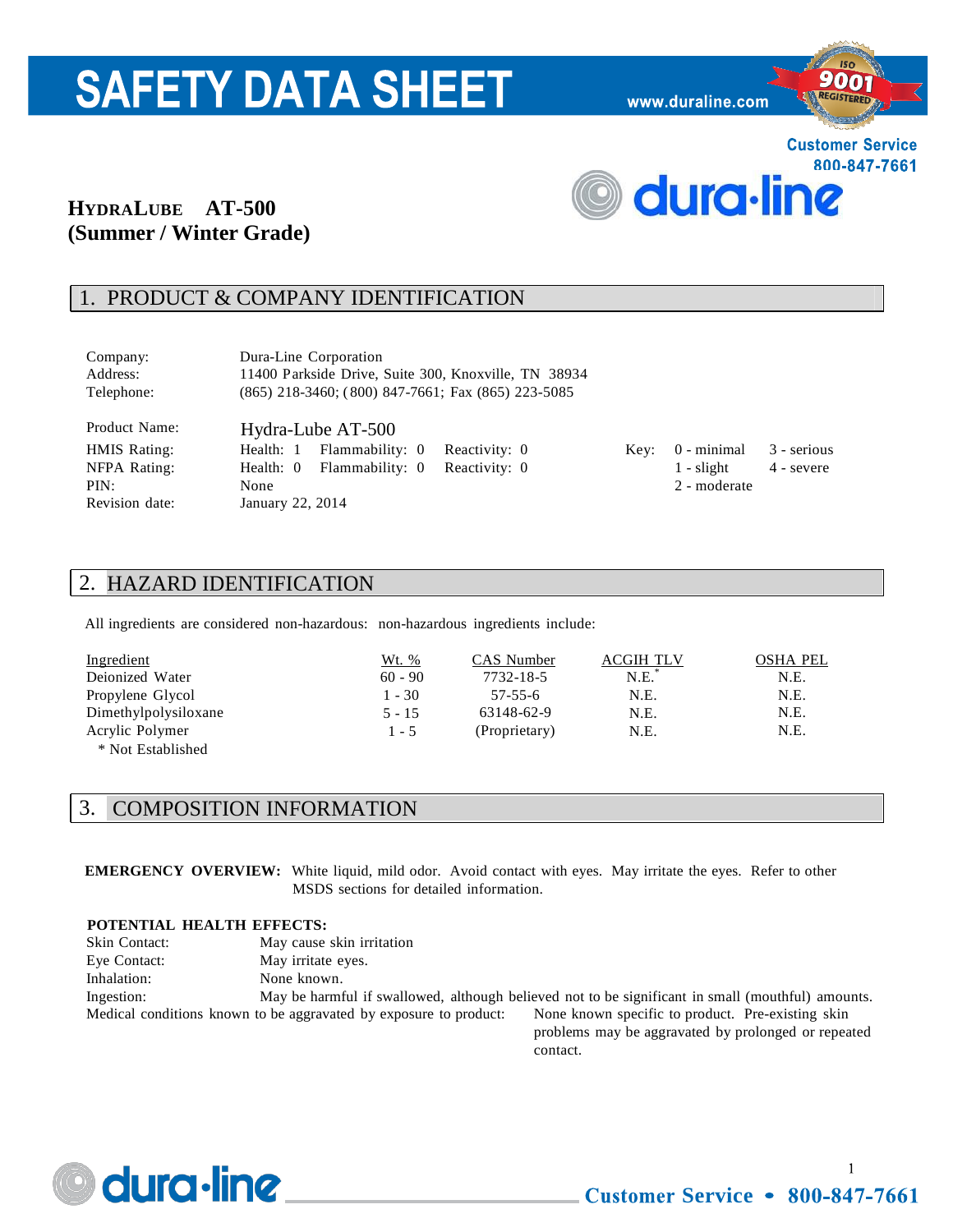# SAFETY DATA SHEET

www.duraline.com

Customer Service
800-847-7661

## HYDRALUBE AT-500 (Summer / Winter Grade)

## 1. PRODUCT & COMPANY IDENTIFICATION

| | |
|---|---|
| Company: | Dura-Line Corporation |
| Address: | 11400 Parkside Drive, Suite 300, Knoxville, TN 38934 |
| Telephone: | (865) 218-3460; (800) 847-7661; Fax (865) 223-5085 |

| | | | | | | |
|---|---|---|---|---|---|---|
| Product Name: | Hydra-Lube AT-500 | | | | | |
| HMIS Rating: | Health: 1 | Flammability: 0 | Reactivity: 0 | Key: | 0 - minimal | 3 - serious |
| NFPA Rating: | Health: 0 | Flammability: 0 | Reactivity: 0 | | 1 - slight | 4 - severe |
| PIN: | None | | | | 2 - moderate | |
| Revision date: | January 22, 2014 | | | | | |

## 2. HAZARD IDENTIFICATION

All ingredients are considered non-hazardous: non-hazardous ingredients include:

| Ingredient | Wt. % | CAS Number | ACGIH TLV | OSHA PEL |
|---|---|---|---|---|
| Deionized Water | 60 - 90 | 7732-18-5 | N.E.* | N.E. |
| Propylene Glycol | 1 - 30 | 57-55-6 | N.E. | N.E. |
| Dimethylpolysiloxane | 5 - 15 | 63148-62-9 | N.E. | N.E. |
| Acrylic Polymer | 1 - 5 | (Proprietary) | N.E. | N.E. |

\* Not Established

## 3. COMPOSITION INFORMATION

**EMERGENCY OVERVIEW:** White liquid, mild odor. Avoid contact with eyes. May irritate the eyes. Refer to other MSDS sections for detailed information.

**POTENTIAL HEALTH EFFECTS:**

| | |
|---|---|
| Skin Contact: | May cause skin irritation |
| Eye Contact: | May irritate eyes. |
| Inhalation: | None known. |
| Ingestion: | May be harmful if swallowed, although believed not to be significant in small (mouthful) amounts. |

Medical conditions known to be aggravated by exposure to product: None known specific to product. Pre-existing skin problems may be aggravated by prolonged or repeated contact.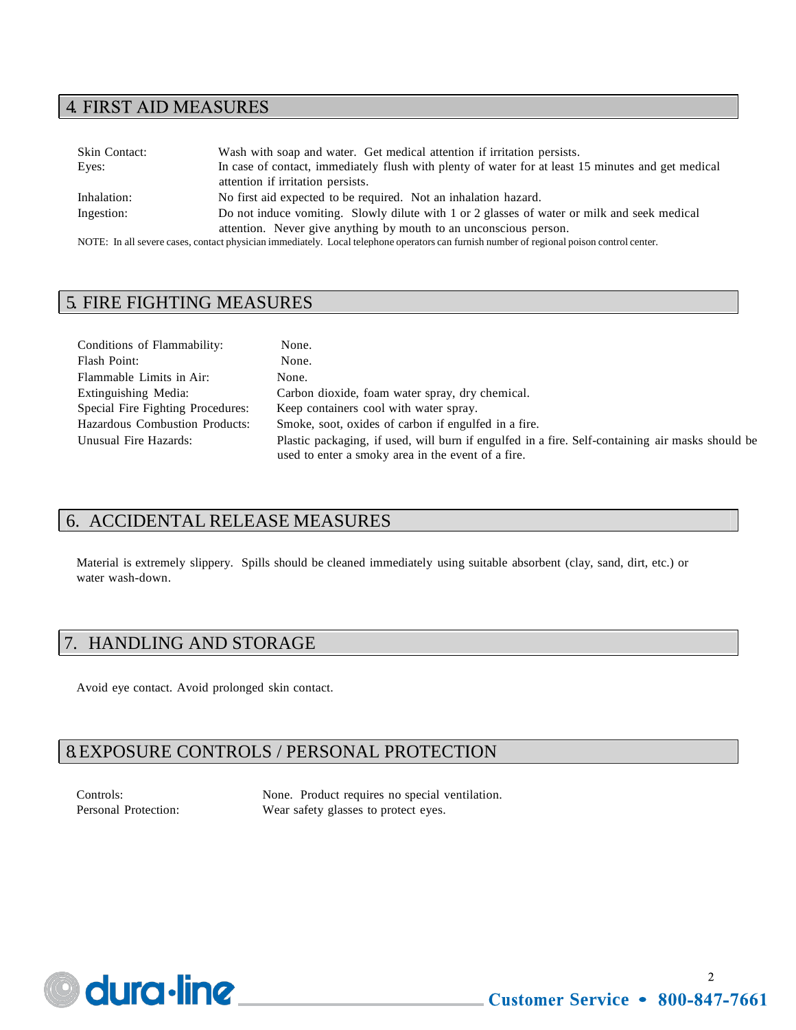## 4. FIRST AID MEASURES

| | |
|---|---|
| Skin Contact: | Wash with soap and water. Get medical attention if irritation persists. |
| Eyes: | In case of contact, immediately flush with plenty of water for at least 15 minutes and get medical attention if irritation persists. |
| Inhalation: | No first aid expected to be required. Not an inhalation hazard. |
| Ingestion: | Do not induce vomiting. Slowly dilute with 1 or 2 glasses of water or milk and seek medical attention. Never give anything by mouth to an unconscious person. |

NOTE: In all severe cases, contact physician immediately. Local telephone operators can furnish number of regional poison control center.

## 5. FIRE FIGHTING MEASURES

| | |
|---|---|
| Conditions of Flammability: | None. |
| Flash Point: | None. |
| Flammable Limits in Air: | None. |
| Extinguishing Media: | Carbon dioxide, foam water spray, dry chemical. |
| Special Fire Fighting Procedures: | Keep containers cool with water spray. |
| Hazardous Combustion Products: | Smoke, soot, oxides of carbon if engulfed in a fire. |
| Unusual Fire Hazards: | Plastic packaging, if used, will burn if engulfed in a fire. Self-containing air masks should be used to enter a smoky area in the event of a fire. |

## 6. ACCIDENTAL RELEASE MEASURES

Material is extremely slippery. Spills should be cleaned immediately using suitable absorbent (clay, sand, dirt, etc.) or water wash-down.

## 7. HANDLING AND STORAGE

Avoid eye contact. Avoid prolonged skin contact.

## 8. EXPOSURE CONTROLS / PERSONAL PROTECTION

| | |
|---|---|
| Controls: | None. Product requires no special ventilation. |
| Personal Protection: | Wear safety glasses to protect eyes. |

dura-line Customer Service • 800-847-7661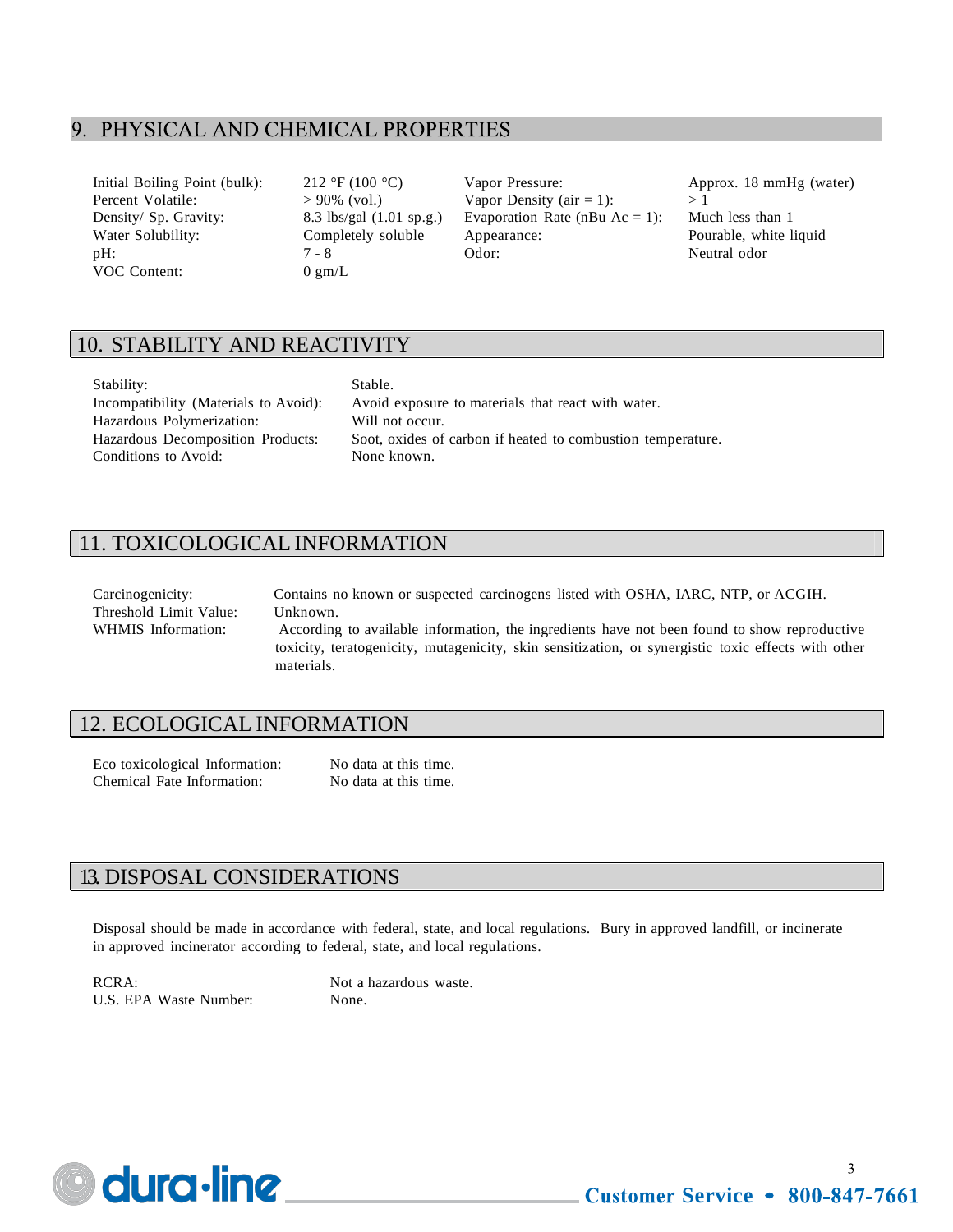## 9. PHYSICAL AND CHEMICAL PROPERTIES

| | | | |
|---|---|---|---|
| Initial Boiling Point (bulk): | 212 °F (100 °C) | Vapor Pressure: | Approx. 18 mmHg (water) |
| Percent Volatile: | > 90% (vol.) | Vapor Density (air = 1): | > 1 |
| Density/ Sp. Gravity: | 8.3 lbs/gal (1.01 sp.g.) | Evaporation Rate (nBu Ac = 1): | Much less than 1 |
| Water Solubility: | Completely soluble | Appearance: | Pourable, white liquid |
| pH: | 7 - 8 | Odor: | Neutral odor |
| VOC Content: | 0 gm/L | | |

## 10. STABILITY AND REACTIVITY

| | |
|---|---|
| Stability: | Stable. |
| Incompatibility (Materials to Avoid): | Avoid exposure to materials that react with water. |
| Hazardous Polymerization: | Will not occur. |
| Hazardous Decomposition Products: | Soot, oxides of carbon if heated to combustion temperature. |
| Conditions to Avoid: | None known. |

## 11. TOXICOLOGICAL INFORMATION

| | |
|---|---|
| Carcinogenicity: | Contains no known or suspected carcinogens listed with OSHA, IARC, NTP, or ACGIH. |
| Threshold Limit Value: | Unknown. |
| WHMIS Information: | According to available information, the ingredients have not been found to show reproductive toxicity, teratogenicity, mutagenicity, skin sensitization, or synergistic toxic effects with other materials. |

## 12. ECOLOGICAL INFORMATION

| | |
|---|---|
| Eco toxicological Information: | No data at this time. |
| Chemical Fate Information: | No data at this time. |

## 13. DISPOSAL CONSIDERATIONS

Disposal should be made in accordance with federal, state, and local regulations. Bury in approved landfill, or incinerate in approved incinerator according to federal, state, and local regulations.

| | |
|---|---|
| RCRA: | Not a hazardous waste. |
| U.S. EPA Waste Number: | None. |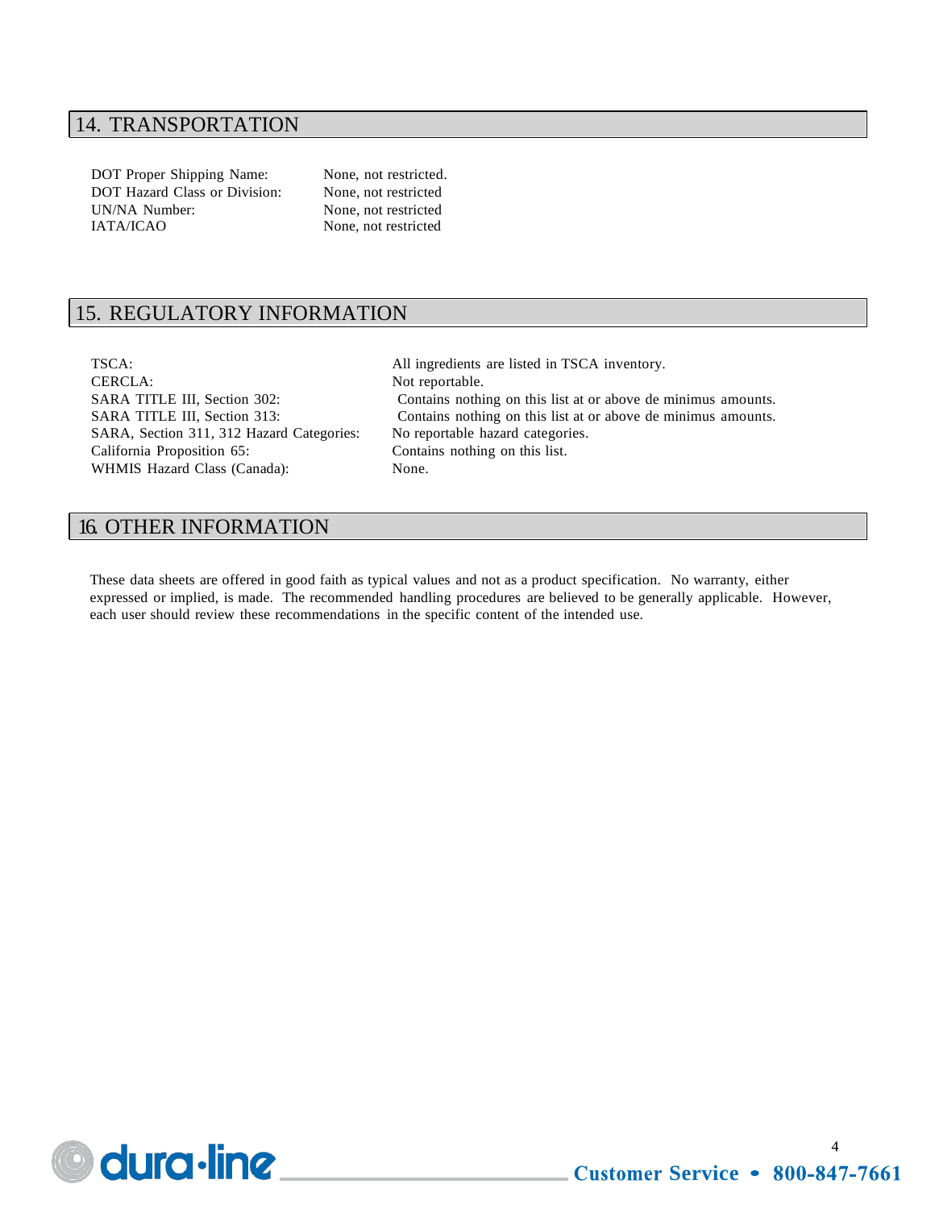## 14. TRANSPORTATION

| | |
|---|---|
| DOT Proper Shipping Name: | None, not restricted. |
| DOT Hazard Class or Division: | None, not restricted |
| UN/NA Number: | None, not restricted |
| IATA/ICAO | None, not restricted |

## 15. REGULATORY INFORMATION

| | |
|---|---|
| TSCA: | All ingredients are listed in TSCA inventory. |
| CERCLA: | Not reportable. |
| SARA TITLE III, Section 302: | Contains nothing on this list at or above de minimus amounts. |
| SARA TITLE III, Section 313: | Contains nothing on this list at or above de minimus amounts. |
| SARA, Section 311, 312 Hazard Categories: | No reportable hazard categories. |
| California Proposition 65: | Contains nothing on this list. |
| WHMIS Hazard Class (Canada): | None. |

## 16. OTHER INFORMATION

These data sheets are offered in good faith as typical values and not as a product specification. No warranty, either expressed or implied, is made. The recommended handling procedures are believed to be generally applicable. However, each user should review these recommendations in the specific content of the intended use.

dura-line

Customer Service • 800-847-7661